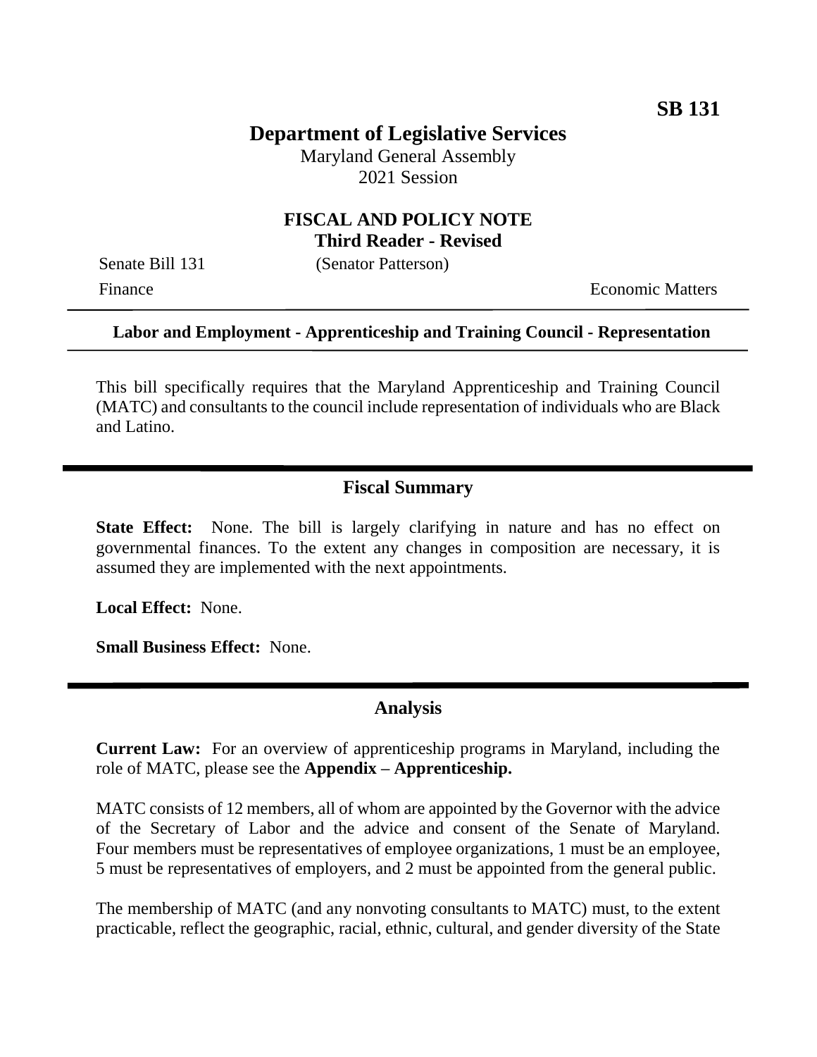SB 131

# Department of Legislative Services

Maryland General Assembly
2021 Session

## FISCAL AND POLICY NOTE
**Third Reader - Revised**

Senate Bill 131 (Senator Patterson)

Finance Economic Matters

---

**Labor and Employment - Apprenticeship and Training Council - Representation**

---

This bill specifically requires that the Maryland Apprenticeship and Training Council (MATC) and consultants to the council include representation of individuals who are Black and Latino.

## Fiscal Summary

**State Effect:** None. The bill is largely clarifying in nature and has no effect on governmental finances. To the extent any changes in composition are necessary, it is assumed they are implemented with the next appointments.

**Local Effect:** None.

**Small Business Effect:** None.

## Analysis

**Current Law:** For an overview of apprenticeship programs in Maryland, including the role of MATC, please see the **Appendix – Apprenticeship.**

MATC consists of 12 members, all of whom are appointed by the Governor with the advice of the Secretary of Labor and the advice and consent of the Senate of Maryland. Four members must be representatives of employee organizations, 1 must be an employee, 5 must be representatives of employers, and 2 must be appointed from the general public.

The membership of MATC (and any nonvoting consultants to MATC) must, to the extent practicable, reflect the geographic, racial, ethnic, cultural, and gender diversity of the State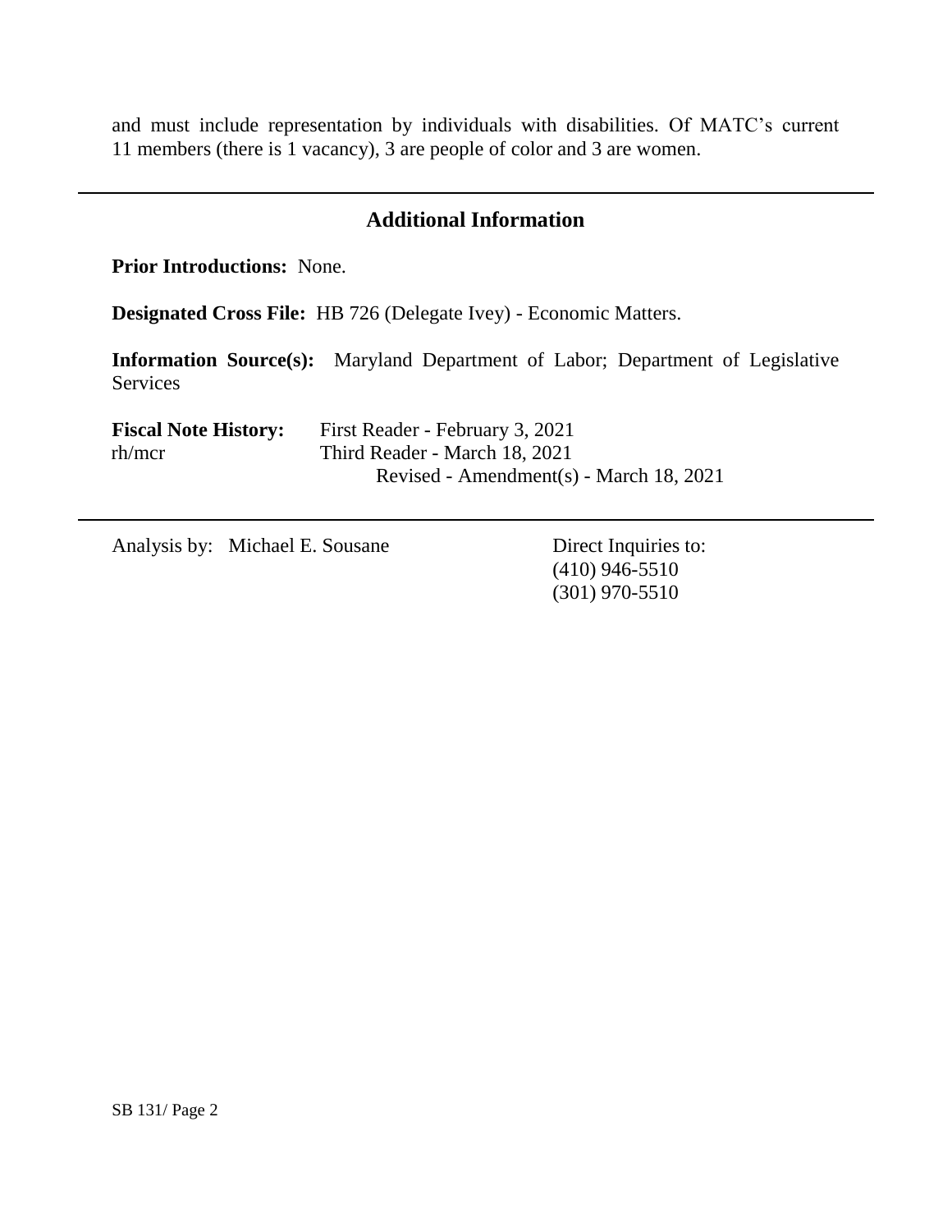and must include representation by individuals with disabilities. Of MATC's current 11 members (there is 1 vacancy), 3 are people of color and 3 are women.

---

## Additional Information

**Prior Introductions:** None.

**Designated Cross File:** HB 726 (Delegate Ivey) - Economic Matters.

**Information Source(s):** Maryland Department of Labor; Department of Legislative Services

**Fiscal Note History:** First Reader - February 3, 2021
rh/mcr Third Reader - March 18, 2021
Revised - Amendment(s) - March 18, 2021

---

Analysis by: Michael E. Sousane

Direct Inquiries to:
(410) 946-5510
(301) 970-5510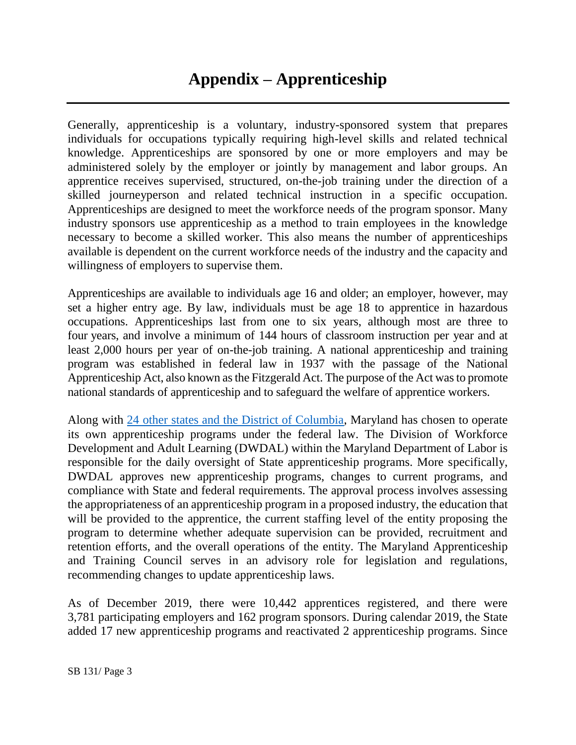# Appendix – Apprenticeship

Generally, apprenticeship is a voluntary, industry-sponsored system that prepares individuals for occupations typically requiring high-level skills and related technical knowledge. Apprenticeships are sponsored by one or more employers and may be administered solely by the employer or jointly by management and labor groups. An apprentice receives supervised, structured, on-the-job training under the direction of a skilled journeyperson and related technical instruction in a specific occupation. Apprenticeships are designed to meet the workforce needs of the program sponsor. Many industry sponsors use apprenticeship as a method to train employees in the knowledge necessary to become a skilled worker. This also means the number of apprenticeships available is dependent on the current workforce needs of the industry and the capacity and willingness of employers to supervise them.

Apprenticeships are available to individuals age 16 and older; an employer, however, may set a higher entry age. By law, individuals must be age 18 to apprentice in hazardous occupations. Apprenticeships last from one to six years, although most are three to four years, and involve a minimum of 144 hours of classroom instruction per year and at least 2,000 hours per year of on-the-job training. A national apprenticeship and training program was established in federal law in 1937 with the passage of the National Apprenticeship Act, also known as the Fitzgerald Act. The purpose of the Act was to promote national standards of apprenticeship and to safeguard the welfare of apprentice workers.

Along with 24 other states and the District of Columbia, Maryland has chosen to operate its own apprenticeship programs under the federal law. The Division of Workforce Development and Adult Learning (DWDAL) within the Maryland Department of Labor is responsible for the daily oversight of State apprenticeship programs. More specifically, DWDAL approves new apprenticeship programs, changes to current programs, and compliance with State and federal requirements. The approval process involves assessing the appropriateness of an apprenticeship program in a proposed industry, the education that will be provided to the apprentice, the current staffing level of the entity proposing the program to determine whether adequate supervision can be provided, recruitment and retention efforts, and the overall operations of the entity. The Maryland Apprenticeship and Training Council serves in an advisory role for legislation and regulations, recommending changes to update apprenticeship laws.

As of December 2019, there were 10,442 apprentices registered, and there were 3,781 participating employers and 162 program sponsors. During calendar 2019, the State added 17 new apprenticeship programs and reactivated 2 apprenticeship programs. Since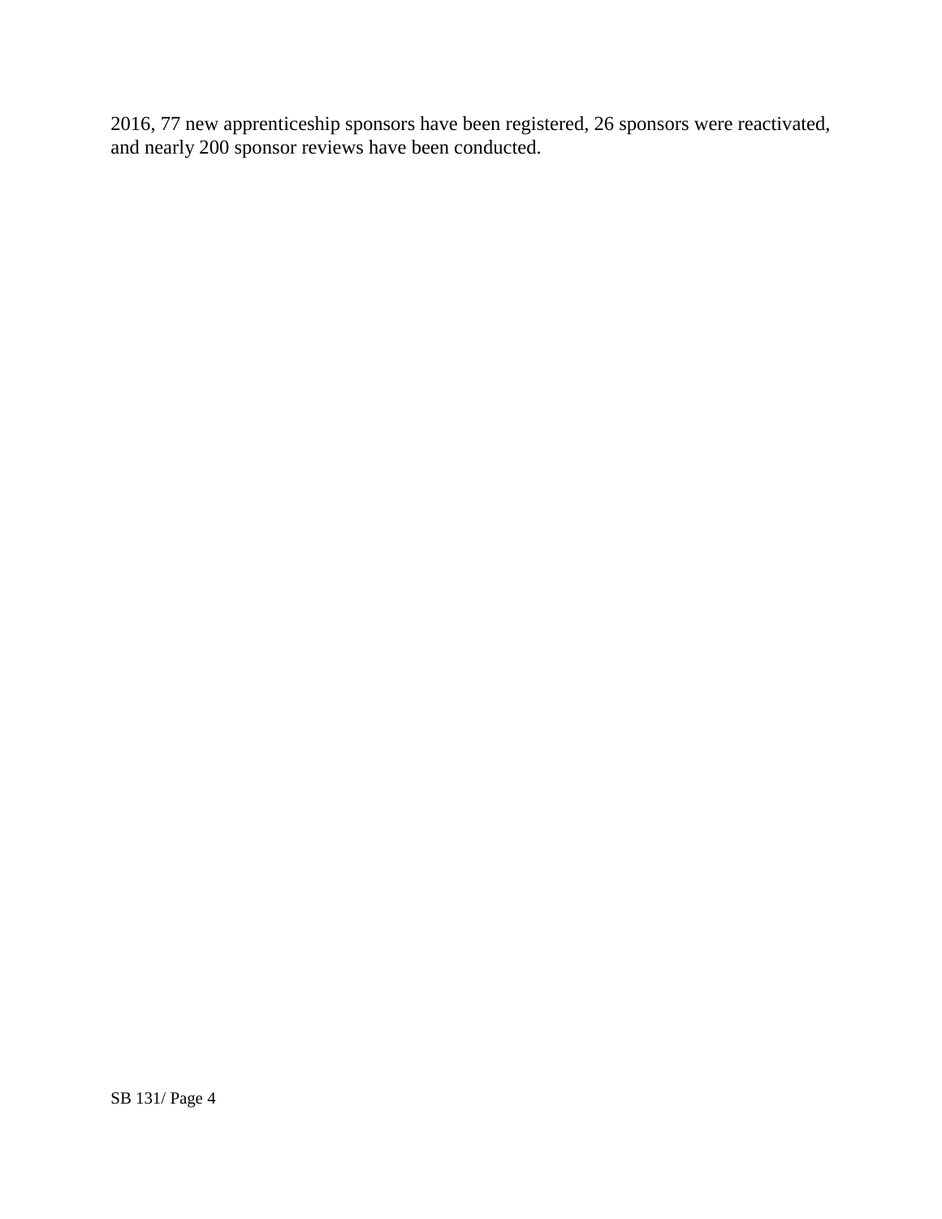2016, 77 new apprenticeship sponsors have been registered, 26 sponsors were reactivated, and nearly 200 sponsor reviews have been conducted.